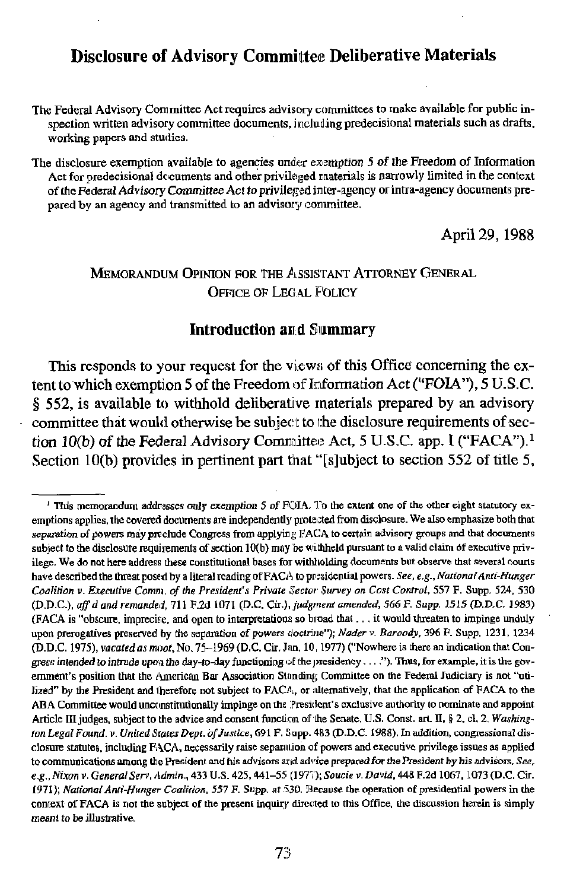# Disclosure of Advisory Committee Deliberative Materials

The Federal Advisory Committee Act requires advisory committees to make available for public inspection written advisory committee documents, including predecisional materials such as drafts, working papers and studies.

The disclosure exemption available to agencies under exemption 5 of the Freedom of Information Act for predecisional documents and other privileged materials is narrowly limited in the context of the Federal Advisory Committee Act to privileged inter-agency or intra-agency documents prepared by an agency and transmitted to an advisory committee.

April 29, 1988

MEMORANDUM OPINION FOR THE ASSISTANT ATTORNEY GENERAL
OFFICE OF LEGAL POLICY

## Introduction and Summary

This responds to your request for the views of this Office concerning the extent to which exemption 5 of the Freedom of Information Act ("FOIA"), 5 U.S.C. § 552, is available to withhold deliberative materials prepared by an advisory committee that would otherwise be subject to the disclosure requirements of section 10(b) of the Federal Advisory Committee Act, 5 U.S.C. app. I ("FACA").[1] Section 10(b) provides in pertinent part that "[s]ubject to section 552 of title 5,

---

[1] This memorandum addresses only exemption 5 of FOIA. To the extent one of the other eight statutory exemptions applies, the covered documents are independently protected from disclosure. We also emphasize both that separation of powers may preclude Congress from applying FACA to certain advisory groups and that documents subject to the disclosure requirements of section 10(b) may be withheld pursuant to a valid claim of executive privilege. We do not here address these constitutional bases for withholding documents but observe that several courts have described the threat posed by a literal reading of FACA to presidential powers. *See, e.g., National Anti-Hunger Coalition v. Executive Comm. of the President's Private Sector Survey on Cost Control*, 557 F. Supp. 524, 530 (D.D.C.), *aff'd and remanded*, 711 F.2d 1071 (D.C. Cir.), *judgment amended*, 566 F. Supp. 1515 (D.D.C. 1983) (FACA is "obscure, imprecise, and open to interpretations so broad that . . . it would threaten to impinge unduly upon prerogatives preserved by the separation of powers doctrine"); *Nader v. Baroody*, 396 F. Supp. 1231, 1234 (D.D.C. 1975), *vacated as moot*, No. 75–1969 (D.C. Cir. Jan. 10, 1977) ("Nowhere is there an indication that Congress intended to intrude upon the day-to-day functioning of the presidency . . . ."). Thus, for example, it is the government's position that the American Bar Association Standing Committee on the Federal Judiciary is not "utilized" by the President and therefore not subject to FACA, or alternatively, that the application of FACA to the ABA Committee would unconstitutionally impinge on the President's exclusive authority to nominate and appoint Article III judges, subject to the advice and consent function of the Senate. U.S. Const. art. II, § 2, cl. 2. *Washington Legal Found. v. United States Dept. of Justice*, 691 F. Supp. 483 (D.D.C. 1988). In addition, congressional disclosure statutes, including FACA, necessarily raise separation of powers and executive privilege issues as applied to communications among the President and his advisors and advice prepared for the President by his advisors. *See, e.g., Nixon v. General Serv. Admin.*, 433 U.S. 425, 441–55 (1977); *Soucie v. David*, 448 F.2d 1067, 1073 (D.C. Cir. 1971); *National Anti-Hunger Coalition*, 557 F. Supp. at 530. Because the operation of presidential powers in the context of FACA is not the subject of the present inquiry directed to this Office, the discussion herein is simply meant to be illustrative.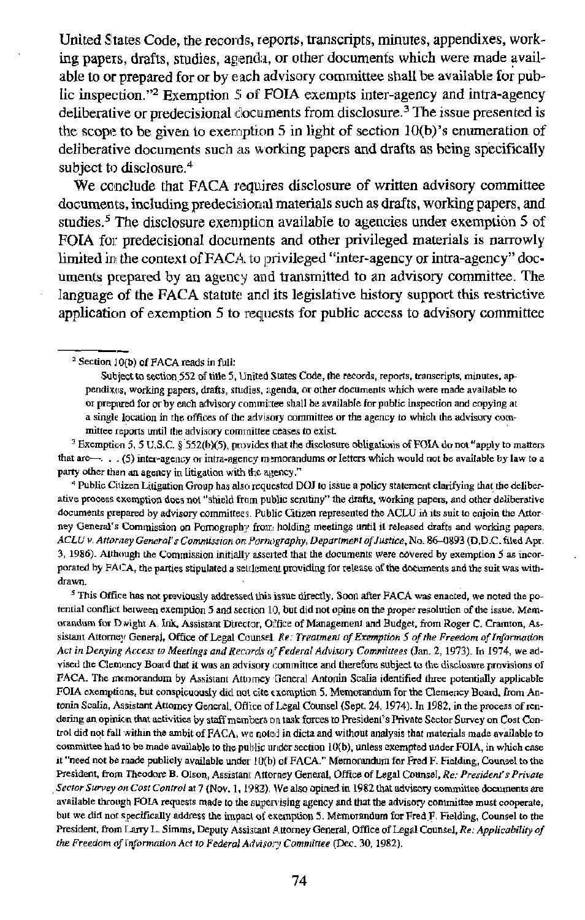United States Code, the records, reports, transcripts, minutes, appendixes, working papers, drafts, studies, agenda, or other documents which were made available to or prepared for or by each advisory committee shall be available for public inspection."[2] Exemption 5 of FOIA exempts inter-agency and intra-agency deliberative or predecisional documents from disclosure.[3] The issue presented is the scope to be given to exemption 5 in light of section 10(b)'s enumeration of deliberative documents such as working papers and drafts as being specifically subject to disclosure.[4]

We conclude that FACA requires disclosure of written advisory committee documents, including predecisional materials such as drafts, working papers, and studies.[5] The disclosure exemption available to agencies under exemption 5 of FOIA for predecisional documents and other privileged materials is narrowly limited in the context of FACA to privileged "inter-agency or intra-agency" documents prepared by an agency and transmitted to an advisory committee. The language of the FACA statute and its legislative history support this restrictive application of exemption 5 to requests for public access to advisory committee

---

[2] Section 10(b) of FACA reads in full:

> Subject to section 552 of title 5, United States Code, the records, reports, transcripts, minutes, appendixes, working papers, drafts, studies, agenda, or other documents which were made available to or prepared for or by each advisory committee shall be available for public inspection and copying at a single location in the offices of the advisory committee or the agency to which the advisory committee reports until the advisory committee ceases to exist.

[3] Exemption 5, 5 U.S.C. § 552(b)(5), provides that the disclosure obligations of FOIA do not "apply to matters that are— . . . (5) inter-agency or intra-agency memorandums or letters which would not be available by law to a party other than an agency in litigation with the agency."

[4] Public Citizen Litigation Group has also requested DOJ to issue a policy statement clarifying that the deliberative process exemption does not "shield from public scrutiny" the drafts, working papers, and other deliberative documents prepared by advisory committees. Public Citizen represented the ACLU in its suit to enjoin the Attorney General's Commission on Pornography from holding meetings until it released drafts and working papers. *ACLU v. Attorney General's Commission on Pornography, Department of Justice*, No. 86–0893 (D.D.C. filed Apr. 3, 1986). Although the Commission initially asserted that the documents were covered by exemption 5 as incorporated by FACA, the parties stipulated a settlement providing for release of the documents and the suit was withdrawn.

[5] This Office has not previously addressed this issue directly. Soon after FACA was enacted, we noted the potential conflict between exemption 5 and section 10, but did not opine on the proper resolution of the issue. Memorandum for Dwight A. Ink, Assistant Director, Office of Management and Budget, from Roger C. Cramton, Assistant Attorney General, Office of Legal Counsel *Re: Treatment of Exemption 5 of the Freedom of Information Act in Denying Access to Meetings and Records of Federal Advisory Committees* (Jan. 2, 1973). In 1974, we advised the Clemency Board that it was an advisory committee and therefore subject to the disclosure provisions of FACA. The memorandum by Assistant Attorney General Antonin Scalia identified three potentially applicable FOIA exemptions, but conspicuously did not cite exemption 5. Memorandum for the Clemency Board, from Antonin Scalia, Assistant Attorney General, Office of Legal Counsel (Sept. 24, 1974). In 1982, in the process of rendering an opinion that activities by staff members on task forces to President's Private Sector Survey on Cost Control did not fall within the ambit of FACA, we noted in dicta and without analysis that materials made available to committee had to be made available to the public under section 10(b), unless exempted under FOIA, in which case it "need not be made publicly available under 10(b) of FACA." Memorandum for Fred F. Fielding, Counsel to the President, from Theodore B. Olson, Assistant Attorney General, Office of Legal Counsel, *Re: President's Private Sector Survey on Cost Control* at 7 (Nov. 1, 1982). We also opined in 1982 that advisory committee documents are available through FOIA requests made to the supervising agency and that the advisory committee must cooperate, but we did not specifically address the impact of exemption 5. Memorandum for Fred F. Fielding, Counsel to the President, from Larry L. Simms, Deputy Assistant Attorney General, Office of Legal Counsel, *Re: Applicability of the Freedom of Information Act to Federal Advisory Committee* (Dec. 30, 1982).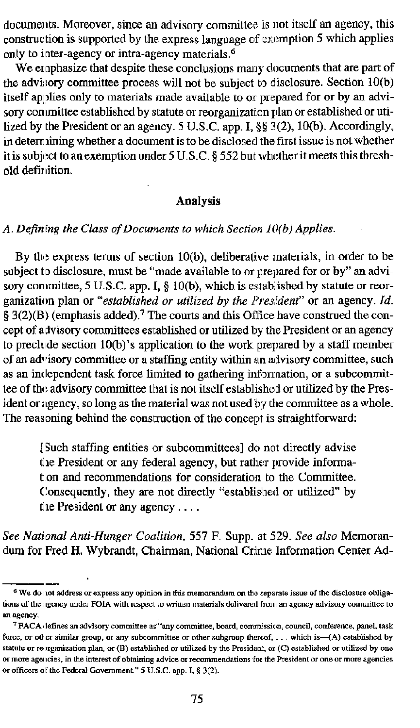documents. Moreover, since an advisory committee is not itself an agency, this construction is supported by the express language of exemption 5 which applies only to inter-agency or intra-agency materials.[6]

We emphasize that despite these conclusions many documents that are part of the advisory committee process will not be subject to disclosure. Section 10(b) itself applies only to materials made available to or prepared for or by an advisory committee established by statute or reorganization plan or established or utilized by the President or an agency. 5 U.S.C. app. I, §§ 3(2), 10(b). Accordingly, in determining whether a document is to be disclosed the first issue is not whether it is subject to an exemption under 5 U.S.C. § 552 but whether it meets this threshold definition.

## Analysis

### *A. Defining the Class of Documents to which Section 10(b) Applies.*

By the express terms of section 10(b), deliberative materials, in order to be subject to disclosure, must be "made available to or prepared for or by" an advisory committee, 5 U.S.C. app. I, § 10(b), which is established by statute or reorganization plan or "*established or utilized by the President*" or an agency. *Id.* § 3(2)(B) (emphasis added).[7] The courts and this Office have construed the concept of advisory committees established or utilized by the President or an agency to preclude section 10(b)'s application to the work prepared by a staff member of an advisory committee or a staffing entity within an advisory committee, such as an independent task force limited to gathering information, or a subcommittee of the advisory committee that is not itself established or utilized by the President or agency, so long as the material was not used by the committee as a whole. The reasoning behind the construction of the concept is straightforward:

> [Such staffing entities or subcommittees] do not directly advise the President or any federal agency, but rather provide information and recommendations for consideration to the Committee. Consequently, they are not directly "established or utilized" by the President or any agency . . . .

*See National Anti-Hunger Coalition*, 557 F. Supp. at 529. *See also* Memorandum for Fred H. Wybrandt, Chairman, National Crime Information Center Ad-

---

[6] We do not address or express any opinion in this memorandum on the separate issue of the disclosure obligations of the agency under FOIA with respect to written materials delivered from an agency advisory committee to an agency.

[7] FACA defines an advisory committee as "any committee, board, commission, council, conference, panel, task force, or other similar group, or any subcommittee or other subgroup thereof, . . . which is—(A) established by statute or reorganization plan, or (B) established or utilized by the President, or (C) established or utilized by one or more agencies, in the interest of obtaining advice or recommendations for the President or one or more agencies or officers of the Federal Government." 5 U.S.C. app. I, § 3(2).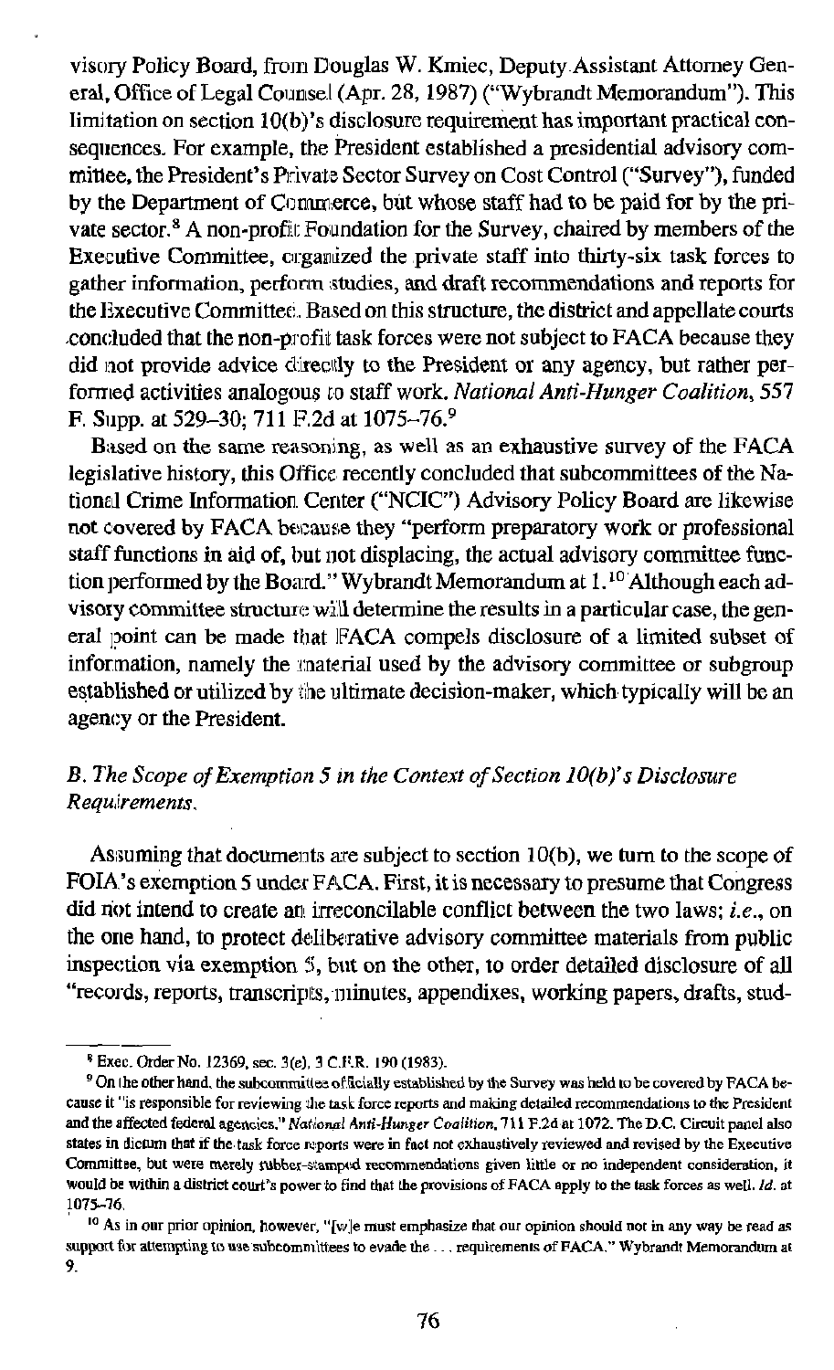visory Policy Board, from Douglas W. Kmiec, Deputy Assistant Attorney General, Office of Legal Counsel (Apr. 28, 1987) ("Wybrandt Memorandum"). This limitation on section 10(b)'s disclosure requirement has important practical consequences. For example, the President established a presidential advisory committee, the President's Private Sector Survey on Cost Control ("Survey"), funded by the Department of Commerce, but whose staff had to be paid for by the private sector.[8] A non-profit Foundation for the Survey, chaired by members of the Executive Committee, organized the private staff into thirty-six task forces to gather information, perform studies, and draft recommendations and reports for the Executive Committee. Based on this structure, the district and appellate courts concluded that the non-profit task forces were not subject to FACA because they did not provide advice directly to the President or any agency, but rather performed activities analogous to staff work. *National Anti-Hunger Coalition*, 557 F. Supp. at 529–30; 711 F.2d at 1075–76.[9]

Based on the same reasoning, as well as an exhaustive survey of the FACA legislative history, this Office recently concluded that subcommittees of the National Crime Information Center ("NCIC") Advisory Policy Board are likewise not covered by FACA because they "perform preparatory work or professional staff functions in aid of, but not displacing, the actual advisory committee function performed by the Board." Wybrandt Memorandum at 1.[10] Although each advisory committee structure will determine the results in a particular case, the general point can be made that FACA compels disclosure of a limited subset of information, namely the material used by the advisory committee or subgroup established or utilized by the ultimate decision-maker, which typically will be an agency or the President.

### *B. The Scope of Exemption 5 in the Context of Section 10(b)'s Disclosure Requirements.*

Assuming that documents are subject to section 10(b), we turn to the scope of FOIA's exemption 5 under FACA. First, it is necessary to presume that Congress did not intend to create an irreconcilable conflict between the two laws; *i.e.*, on the one hand, to protect deliberative advisory committee materials from public inspection via exemption 5, but on the other, to order detailed disclosure of all "records, reports, transcripts, minutes, appendixes, working papers, drafts, stud-

---

[8] Exec. Order No. 12369, sec. 3(e), 3 C.F.R. 190 (1983).

[9] On the other hand, the subcommittee officially established by the Survey was held to be covered by FACA because it "is responsible for reviewing the task force reports and making detailed recommendations to the President and the affected federal agencies." *National Anti-Hunger Coalition*, 711 F.2d at 1072. The D.C. Circuit panel also states in dictum that if the task force reports were in fact not exhaustively reviewed and revised by the Executive Committee, but were merely rubber-stamped recommendations given little or no independent consideration, it would be within a district court's power to find that the provisions of FACA apply to the task forces as well. *Id.* at 1075–76.

[10] As in our prior opinion, however, "[w]e must emphasize that our opinion should not in any way be read as support for attempting to use subcommittees to evade the . . . requirements of FACA." Wybrandt Memorandum at 9.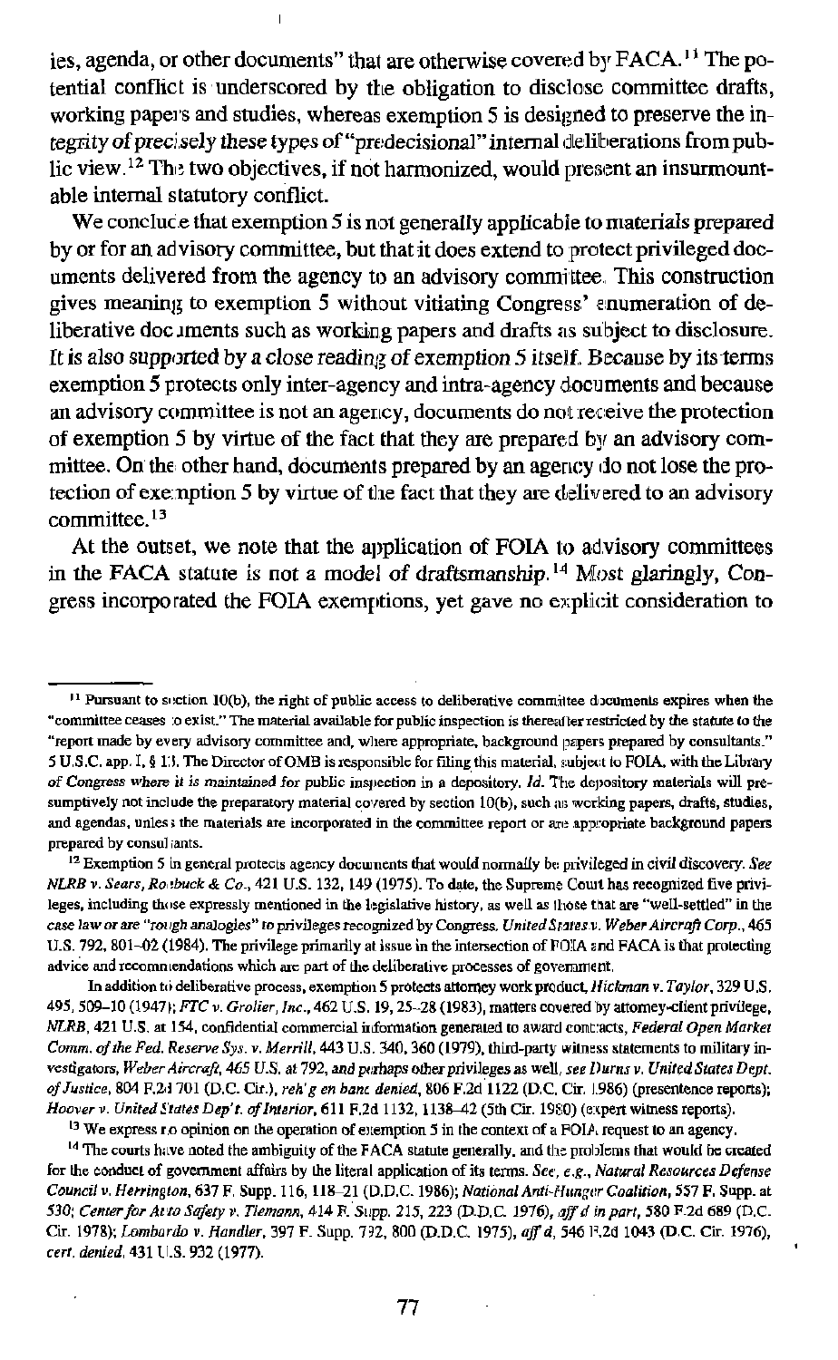ies, agenda, or other documents" that are otherwise covered by FACA.[11] The potential conflict is underscored by the obligation to disclose committee drafts, working papers and studies, whereas exemption 5 is designed to preserve the integrity of precisely these types of "predecisional" internal deliberations from public view.[12] The two objectives, if not harmonized, would present an insurmountable internal statutory conflict.

We conclude that exemption 5 is not generally applicable to materials prepared by or for an advisory committee, but that it does extend to protect privileged documents delivered from the agency to an advisory committee. This construction gives meaning to exemption 5 without vitiating Congress' enumeration of deliberative documents such as working papers and drafts as subject to disclosure. It is also supported by a close reading of exemption 5 itself. Because by its terms exemption 5 protects only inter-agency and intra-agency documents and because an advisory committee is not an agency, documents do not receive the protection of exemption 5 by virtue of the fact that they are prepared by an advisory committee. On the other hand, documents prepared by an agency do not lose the protection of exemption 5 by virtue of the fact that they are delivered to an advisory committee.[13]

At the outset, we note that the application of FOIA to advisory committees in the FACA statute is not a model of draftsmanship.[14] Most glaringly, Congress incorporated the FOIA exemptions, yet gave no explicit consideration to

---

[11] Pursuant to section 10(b), the right of public access to deliberative committee documents expires when the "committee ceases to exist." The material available for public inspection is thereafter restricted by the statute to the "report made by every advisory committee and, where appropriate, background papers prepared by consultants." 5 U.S.C. app. I, § 13. The Director of OMB is responsible for filing this material, subject to FOIA, with the Library of Congress where it is maintained for public inspection in a depository. *Id.* The depository materials will presumptively not include the preparatory material covered by section 10(b), such as working papers, drafts, studies, and agendas, unless the materials are incorporated in the committee report or are appropriate background papers prepared by consultants.

[12] Exemption 5 in general protects agency documents that would normally be privileged in civil discovery. *See NLRB v. Sears, Roebuck & Co.*, 421 U.S. 132, 149 (1975). To date, the Supreme Court has recognized five privileges, including those expressly mentioned in the legislative history, as well as those that are "well-settled" in the case law or are "rough analogies" to privileges recognized by Congress. *United States v. Weber Aircraft Corp.*, 465 U.S. 792, 801–02 (1984). The privilege primarily at issue in the intersection of FOIA and FACA is that protecting advice and recommendations which are part of the deliberative processes of government.

In addition to deliberative process, exemption 5 protects attorney work product, *Hickman v. Taylor*, 329 U.S. 495, 509–10 (1947); *FTC v. Grolier, Inc.*, 462 U.S. 19, 25–28 (1983), matters covered by attorney-client privilege, *NLRB*, 421 U.S. at 154, confidential commercial information generated to award contracts, *Federal Open Market Comm. of the Fed. Reserve Sys. v. Merrill*, 443 U.S. 340, 360 (1979), third-party witness statements to military investigators, *Weber Aircraft*, 465 U.S. at 792, and perhaps other privileges as well, *see Durns v. United States Dept. of Justice*, 804 F.2d 701 (D.C. Cir.), *reh'g en banc denied*, 806 F.2d 1122 (D.C. Cir. 1986) (presentence reports); *Hoover v. United States Dep't. of Interior*, 611 F.2d 1132, 1138–42 (5th Cir. 1980) (expert witness reports).

[13] We express no opinion on the operation of exemption 5 in the context of a FOIA request to an agency.

[14] The courts have noted the ambiguity of the FACA statute generally, and the problems that would be created for the conduct of government affairs by the literal application of its terms. *See, e.g., Natural Resources Defense Council v. Herrington*, 637 F. Supp. 116, 118–21 (D.D.C. 1986); *National Anti-Hunger Coalition*, 557 F. Supp. at 530; *Center for Auto Safety v. Tiemann*, 414 F. Supp. 215, 223 (D.D.C. 1976), *aff'd in part*, 580 F.2d 689 (D.C. Cir. 1978); *Lombardo v. Handler*, 397 F. Supp. 792, 800 (D.D.C. 1975), *aff'd*, 546 F.2d 1043 (D.C. Cir. 1976), *cert. denied*, 431 U.S. 932 (1977).